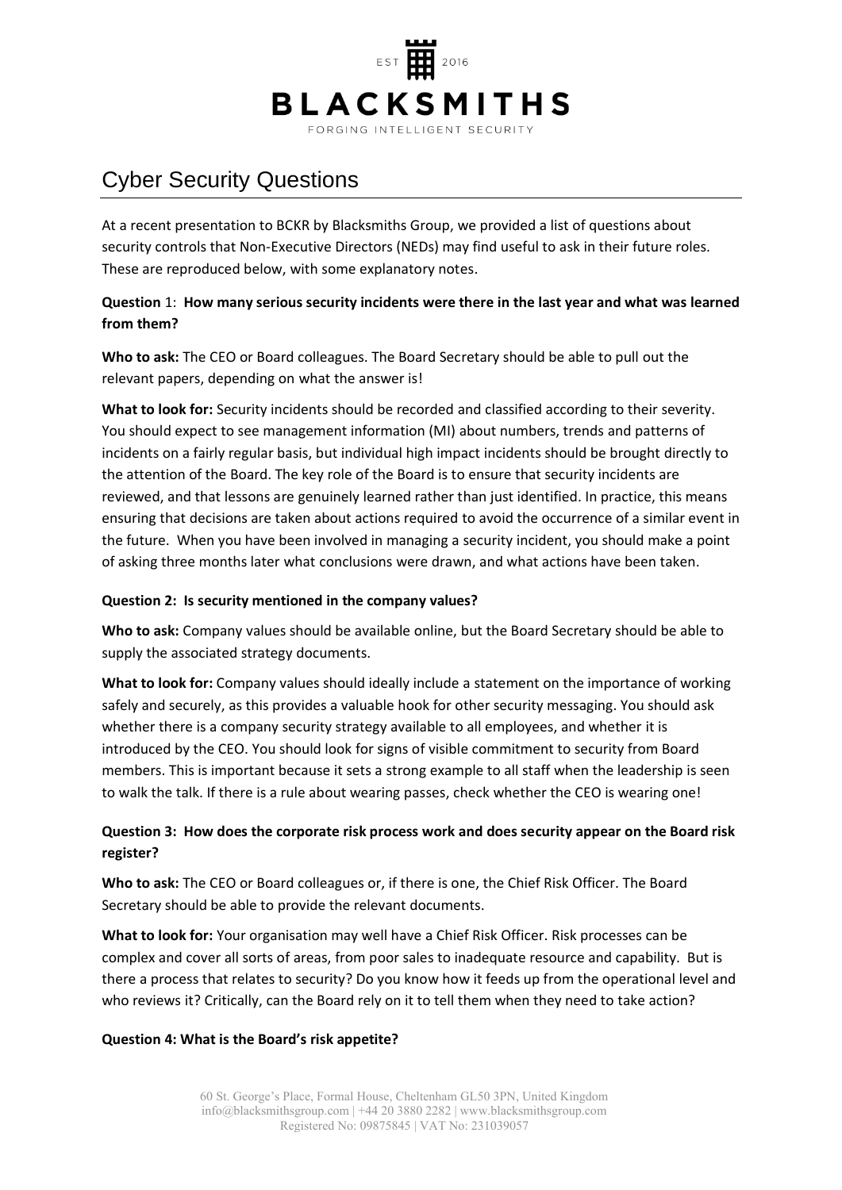# Cyber Security Questions

At a recent presentation to BCKR by Blacksmiths Group, we provided a list of questions about security controls that Non-Executive Directors (NEDs) may find useful to ask in their future roles. These are reproduced below, with some explanatory notes.

**Question** 1: **How many serious security incidents were there in the last year and what was learned from them?**

**Who to ask:** The CEO or Board colleagues. The Board Secretary should be able to pull out the relevant papers, depending on what the answer is!

**What to look for:** Security incidents should be recorded and classified according to their severity. You should expect to see management information (MI) about numbers, trends and patterns of incidents on a fairly regular basis, but individual high impact incidents should be brought directly to the attention of the Board. The key role of the Board is to ensure that security incidents are reviewed, and that lessons are genuinely learned rather than just identified. In practice, this means ensuring that decisions are taken about actions required to avoid the occurrence of a similar event in the future. When you have been involved in managing a security incident, you should make a point of asking three months later what conclusions were drawn, and what actions have been taken.

**Question 2: Is security mentioned in the company values?**

**Who to ask:** Company values should be available online, but the Board Secretary should be able to supply the associated strategy documents.

**What to look for:** Company values should ideally include a statement on the importance of working safely and securely, as this provides a valuable hook for other security messaging. You should ask whether there is a company security strategy available to all employees, and whether it is introduced by the CEO. You should look for signs of visible commitment to security from Board members. This is important because it sets a strong example to all staff when the leadership is seen to walk the talk. If there is a rule about wearing passes, check whether the CEO is wearing one!

**Question 3: How does the corporate risk process work and does security appear on the Board risk register?**

**Who to ask:** The CEO or Board colleagues or, if there is one, the Chief Risk Officer. The Board Secretary should be able to provide the relevant documents.

**What to look for:** Your organisation may well have a Chief Risk Officer. Risk processes can be complex and cover all sorts of areas, from poor sales to inadequate resource and capability. But is there a process that relates to security? Do you know how it feeds up from the operational level and who reviews it? Critically, can the Board rely on it to tell them when they need to take action?

**Question 4: What is the Board's risk appetite?**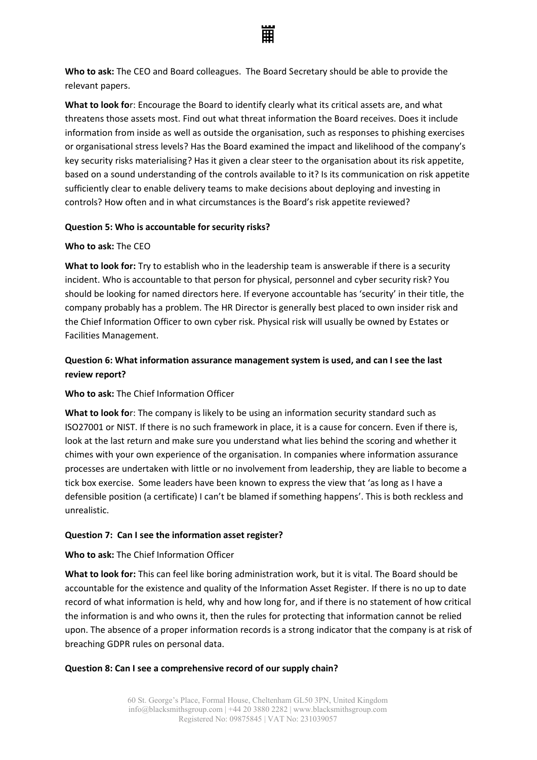**Who to ask:** The CEO and Board colleagues. The Board Secretary should be able to provide the relevant papers.

**What to look for**: Encourage the Board to identify clearly what its critical assets are, and what threatens those assets most. Find out what threat information the Board receives. Does it include information from inside as well as outside the organisation, such as responses to phishing exercises or organisational stress levels? Has the Board examined the impact and likelihood of the company's key security risks materialising? Has it given a clear steer to the organisation about its risk appetite, based on a sound understanding of the controls available to it? Is its communication on risk appetite sufficiently clear to enable delivery teams to make decisions about deploying and investing in controls? How often and in what circumstances is the Board's risk appetite reviewed?

**Question 5: Who is accountable for security risks?**

**Who to ask:** The CEO

**What to look for:** Try to establish who in the leadership team is answerable if there is a security incident. Who is accountable to that person for physical, personnel and cyber security risk? You should be looking for named directors here. If everyone accountable has 'security' in their title, the company probably has a problem. The HR Director is generally best placed to own insider risk and the Chief Information Officer to own cyber risk. Physical risk will usually be owned by Estates or Facilities Management.

**Question 6: What information assurance management system is used, and can I see the last review report?**

**Who to ask:** The Chief Information Officer

**What to look for**: The company is likely to be using an information security standard such as ISO27001 or NIST. If there is no such framework in place, it is a cause for concern. Even if there is, look at the last return and make sure you understand what lies behind the scoring and whether it chimes with your own experience of the organisation. In companies where information assurance processes are undertaken with little or no involvement from leadership, they are liable to become a tick box exercise. Some leaders have been known to express the view that 'as long as I have a defensible position (a certificate) I can't be blamed if something happens'. This is both reckless and unrealistic.

**Question 7: Can I see the information asset register?**

**Who to ask:** The Chief Information Officer

**What to look for:** This can feel like boring administration work, but it is vital. The Board should be accountable for the existence and quality of the Information Asset Register. If there is no up to date record of what information is held, why and how long for, and if there is no statement of how critical the information is and who owns it, then the rules for protecting that information cannot be relied upon. The absence of a proper information records is a strong indicator that the company is at risk of breaching GDPR rules on personal data.

**Question 8: Can I see a comprehensive record of our supply chain?**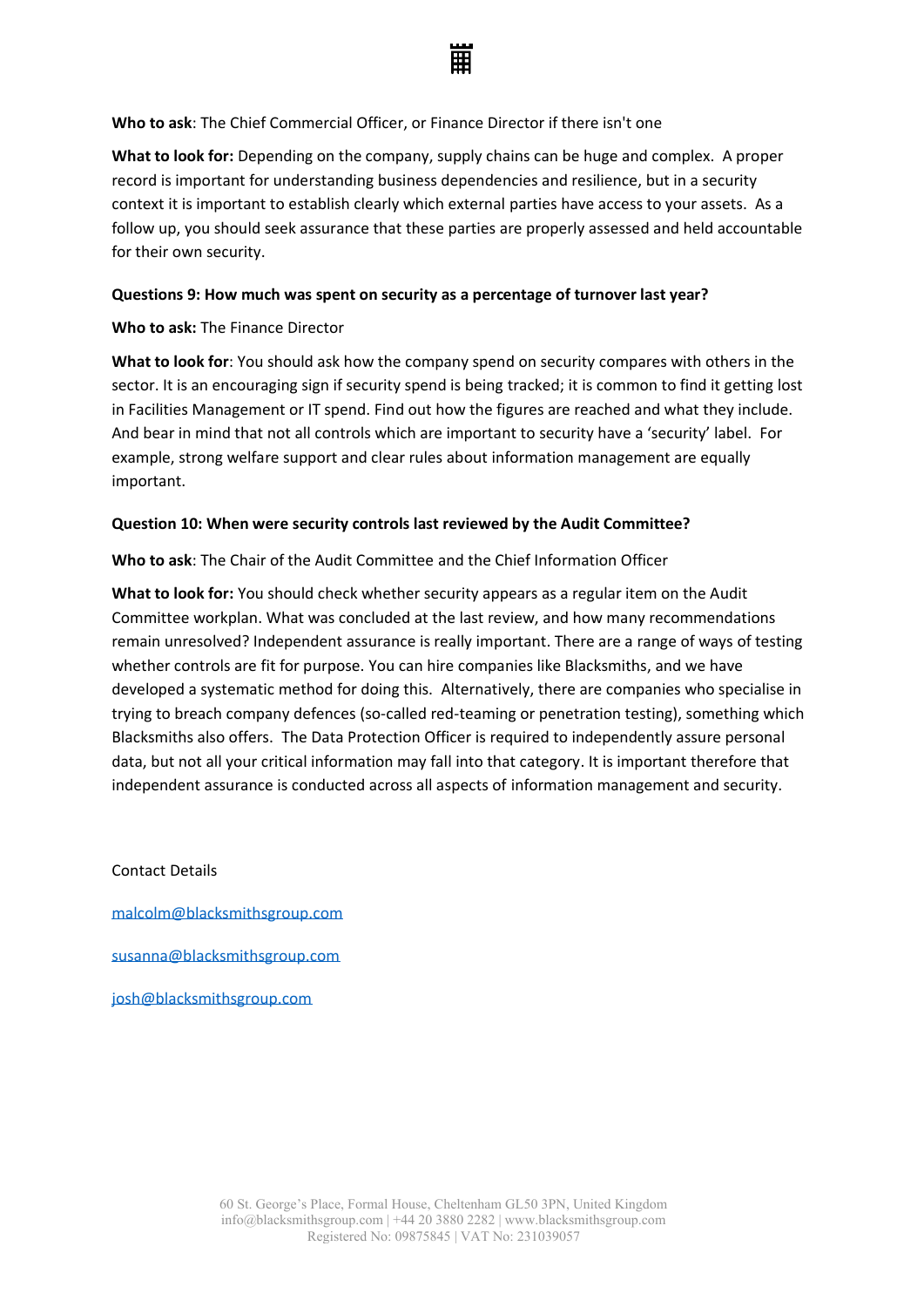**Who to ask**: The Chief Commercial Officer, or Finance Director if there isn't one

**What to look for:** Depending on the company, supply chains can be huge and complex. A proper record is important for understanding business dependencies and resilience, but in a security context it is important to establish clearly which external parties have access to your assets. As a follow up, you should seek assurance that these parties are properly assessed and held accountable for their own security.

**Questions 9: How much was spent on security as a percentage of turnover last year?**

**Who to ask:** The Finance Director

**What to look for**: You should ask how the company spend on security compares with others in the sector. It is an encouraging sign if security spend is being tracked; it is common to find it getting lost in Facilities Management or IT spend. Find out how the figures are reached and what they include. And bear in mind that not all controls which are important to security have a 'security' label. For example, strong welfare support and clear rules about information management are equally important.

**Question 10: When were security controls last reviewed by the Audit Committee?**

**Who to ask**: The Chair of the Audit Committee and the Chief Information Officer

**What to look for:** You should check whether security appears as a regular item on the Audit Committee workplan. What was concluded at the last review, and how many recommendations remain unresolved? Independent assurance is really important. There are a range of ways of testing whether controls are fit for purpose. You can hire companies like Blacksmiths, and we have developed a systematic method for doing this. Alternatively, there are companies who specialise in trying to breach company defences (so-called red-teaming or penetration testing), something which Blacksmiths also offers. The Data Protection Officer is required to independently assure personal data, but not all your critical information may fall into that category. It is important therefore that independent assurance is conducted across all aspects of information management and security.

Contact Details

malcolm@blacksmithsgroup.com

susanna@blacksmithsgroup.com

josh@blacksmithsgroup.com